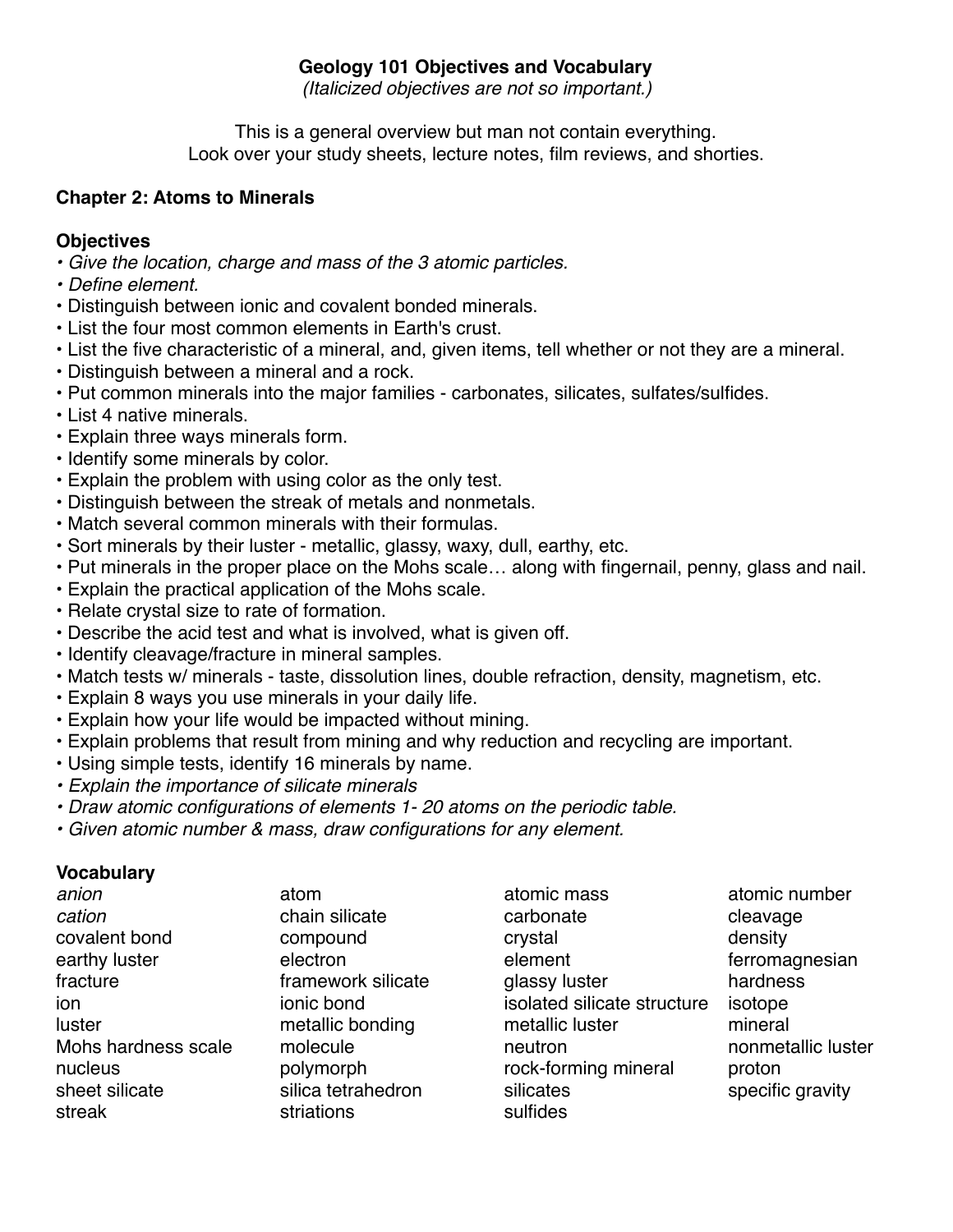# Geology 101 Objectives and Vocabulary

*(Italicized objectives are not so important.)*

This is a general overview but man not contain everything.
Look over your study sheets, lecture notes, film reviews, and shorties.

## Chapter 2: Atoms to Minerals

### Objectives

- *Give the location, charge and mass of the 3 atomic particles.*
- *Define element.*
- Distinguish between ionic and covalent bonded minerals.
- List the four most common elements in Earth's crust.
- List the five characteristic of a mineral, and, given items, tell whether or not they are a mineral.
- Distinguish between a mineral and a rock.
- Put common minerals into the major families - carbonates, silicates, sulfates/sulfides.
- List 4 native minerals.
- Explain three ways minerals form.
- Identify some minerals by color.
- Explain the problem with using color as the only test.
- Distinguish between the streak of metals and nonmetals.
- Match several common minerals with their formulas.
- Sort minerals by their luster - metallic, glassy, waxy, dull, earthy, etc.
- Put minerals in the proper place on the Mohs scale… along with fingernail, penny, glass and nail.
- Explain the practical application of the Mohs scale.
- Relate crystal size to rate of formation.
- Describe the acid test and what is involved, what is given off.
- Identify cleavage/fracture in mineral samples.
- Match tests w/ minerals - taste, dissolution lines, double refraction, density, magnetism, etc.
- Explain 8 ways you use minerals in your daily life.
- Explain how your life would be impacted without mining.
- Explain problems that result from mining and why reduction and recycling are important.
- Using simple tests, identify 16 minerals by name.
- *Explain the importance of silicate minerals*
- *Draw atomic configurations of elements 1- 20 atoms on the periodic table.*
- *Given atomic number & mass, draw configurations for any element.*

### Vocabulary

*anion*
atom
atomic mass
atomic number
*cation*
chain silicate
carbonate
cleavage
covalent bond
compound
crystal
density
earthy luster
electron
element
ferromagnesian
fracture
framework silicate
glassy luster
hardness
ion
ionic bond
isolated silicate structure
isotope
luster
metallic bonding
metallic luster
mineral
Mohs hardness scale
molecule
neutron
nonmetallic luster
nucleus
polymorph
rock-forming mineral
proton
sheet silicate
silica tetrahedron
silicates
specific gravity
streak
striations
sulfides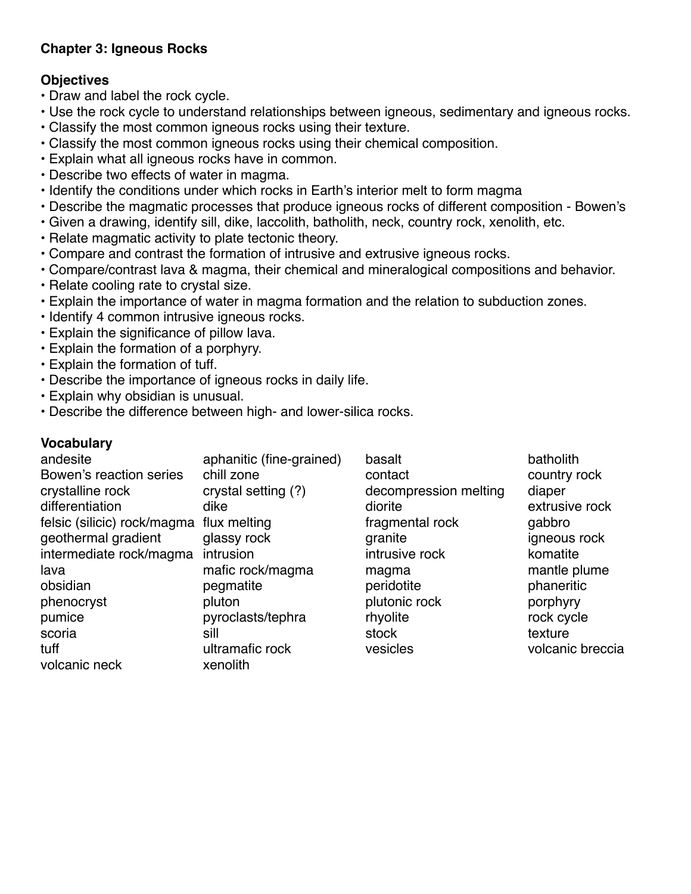**Chapter 3: Igneous Rocks**

**Objectives**

- Draw and label the rock cycle.
- Use the rock cycle to understand relationships between igneous, sedimentary and igneous rocks.
- Classify the most common igneous rocks using their texture.
- Classify the most common igneous rocks using their chemical composition.
- Explain what all igneous rocks have in common.
- Describe two effects of water in magma.
- Identify the conditions under which rocks in Earth's interior melt to form magma
- Describe the magmatic processes that produce igneous rocks of different composition - Bowen's
- Given a drawing, identify sill, dike, laccolith, batholith, neck, country rock, xenolith, etc.
- Relate magmatic activity to plate tectonic theory.
- Compare and contrast the formation of intrusive and extrusive igneous rocks.
- Compare/contrast lava & magma, their chemical and mineralogical compositions and behavior.
- Relate cooling rate to crystal size.
- Explain the importance of water in magma formation and the relation to subduction zones.
- Identify 4 common intrusive igneous rocks.
- Explain the significance of pillow lava.
- Explain the formation of a porphyry.
- Explain the formation of tuff.
- Describe the importance of igneous rocks in daily life.
- Explain why obsidian is unusual.
- Describe the difference between high- and lower-silica rocks.

**Vocabulary**

| | | | |
|---|---|---|---|
| andesite | aphanitic (fine-grained) | basalt | batholith |
| Bowen's reaction series | chill zone | contact | country rock |
| crystalline rock | crystal setting (?) | decompression melting | diaper |
| differentiation | dike | diorite | extrusive rock |
| felsic (silicic) rock/magma | flux melting | fragmental rock | gabbro |
| geothermal gradient | glassy rock | granite | igneous rock |
| intermediate rock/magma | intrusion | intrusive rock | komatite |
| lava | mafic rock/magma | magma | mantle plume |
| obsidian | pegmatite | peridotite | phaneritic |
| phenocryst | pluton | plutonic rock | porphyry |
| pumice | pyroclasts/tephra | rhyolite | rock cycle |
| scoria | sill | stock | texture |
| tuff | ultramafic rock | vesicles | volcanic breccia |
| volcanic neck | xenolith | | |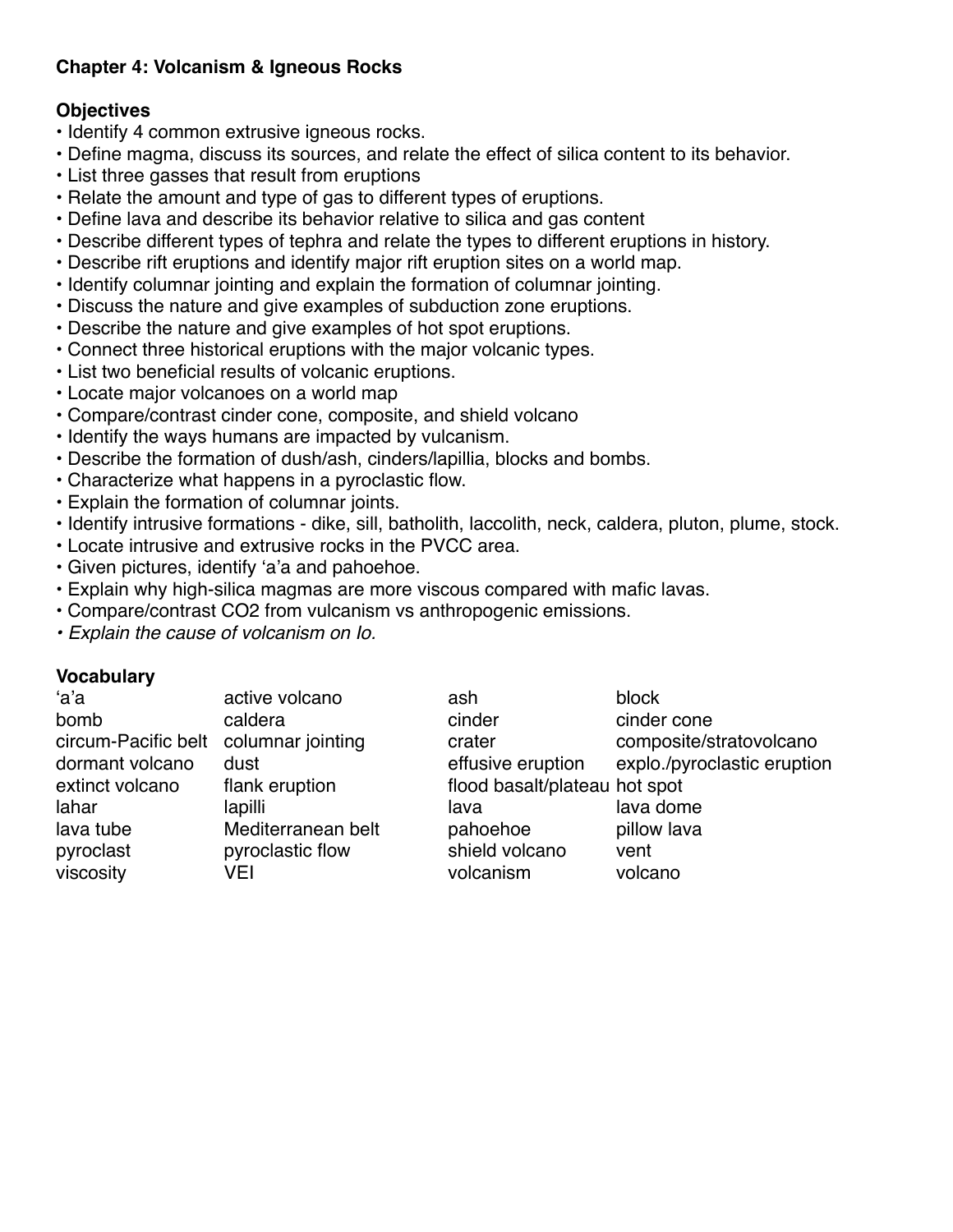**Chapter 4: Volcanism & Igneous Rocks**

**Objectives**

- Identify 4 common extrusive igneous rocks.
- Define magma, discuss its sources, and relate the effect of silica content to its behavior.
- List three gasses that result from eruptions
- Relate the amount and type of gas to different types of eruptions.
- Define lava and describe its behavior relative to silica and gas content
- Describe different types of tephra and relate the types to different eruptions in history.
- Describe rift eruptions and identify major rift eruption sites on a world map.
- Identify columnar jointing and explain the formation of columnar jointing.
- Discuss the nature and give examples of subduction zone eruptions.
- Describe the nature and give examples of hot spot eruptions.
- Connect three historical eruptions with the major volcanic types.
- List two beneficial results of volcanic eruptions.
- Locate major volcanoes on a world map
- Compare/contrast cinder cone, composite, and shield volcano
- Identify the ways humans are impacted by vulcanism.
- Describe the formation of dush/ash, cinders/lapillia, blocks and bombs.
- Characterize what happens in a pyroclastic flow.
- Explain the formation of columnar joints.
- Identify intrusive formations - dike, sill, batholith, laccolith, neck, caldera, pluton, plume, stock.
- Locate intrusive and extrusive rocks in the PVCC area.
- Given pictures, identify ‘a’a and pahoehoe.
- Explain why high-silica magmas are more viscous compared with mafic lavas.
- Compare/contrast CO2 from vulcanism vs anthropogenic emissions.
- *Explain the cause of volcanism on Io.*

**Vocabulary**

| | | | |
|---|---|---|---|
| ‘a’a | active volcano | ash | block |
| bomb | caldera | cinder | cinder cone |
| circum-Pacific belt | columnar jointing | crater | composite/stratovolcano |
| dormant volcano | dust | effusive eruption | explo./pyroclastic eruption |
| extinct volcano | flank eruption | flood basalt/plateau | hot spot |
| lahar | lapilli | lava | lava dome |
| lava tube | Mediterranean belt | pahoehoe | pillow lava |
| pyroclast | pyroclastic flow | shield volcano | vent |
| viscosity | VEI | volcanism | volcano |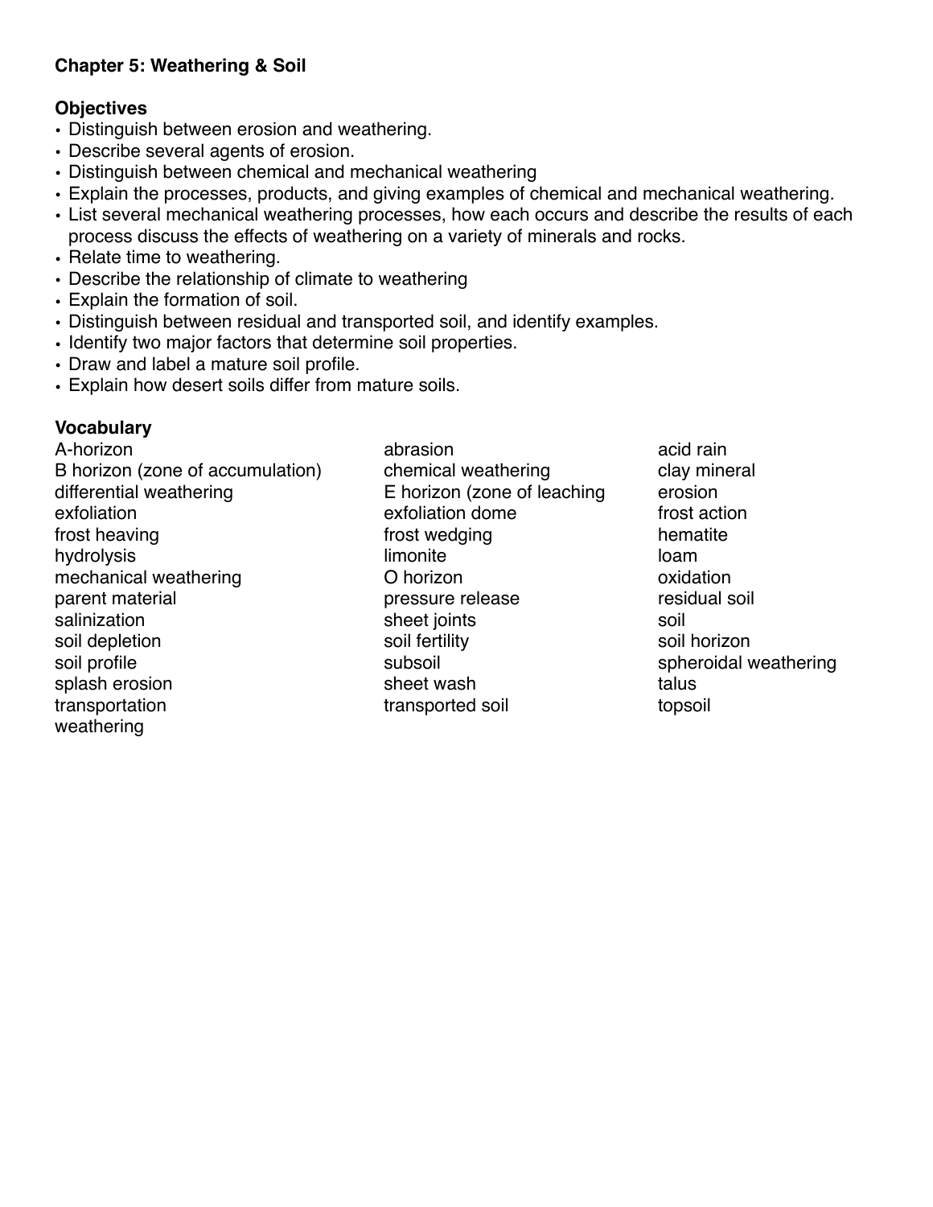**Chapter 5: Weathering & Soil**

**Objectives**

- Distinguish between erosion and weathering.
- Describe several agents of erosion.
- Distinguish between chemical and mechanical weathering
- Explain the processes, products, and giving examples of chemical and mechanical weathering.
- List several mechanical weathering processes, how each occurs and describe the results of each process discuss the effects of weathering on a variety of minerals and rocks.
- Relate time to weathering.
- Describe the relationship of climate to weathering
- Explain the formation of soil.
- Distinguish between residual and transported soil, and identify examples.
- Identify two major factors that determine soil properties.
- Draw and label a mature soil profile.
- Explain how desert soils differ from mature soils.

**Vocabulary**

A-horizon
B horizon (zone of accumulation)
differential weathering
exfoliation
frost heaving
hydrolysis
mechanical weathering
parent material
salinization
soil depletion
soil profile
splash erosion
transportation
weathering
abrasion
chemical weathering
E horizon (zone of leaching
exfoliation dome
frost wedging
limonite
O horizon
pressure release
sheet joints
soil fertility
subsoil
sheet wash
transported soil
acid rain
clay mineral
erosion
frost action
hematite
loam
oxidation
residual soil
soil
soil horizon
spheroidal weathering
talus
topsoil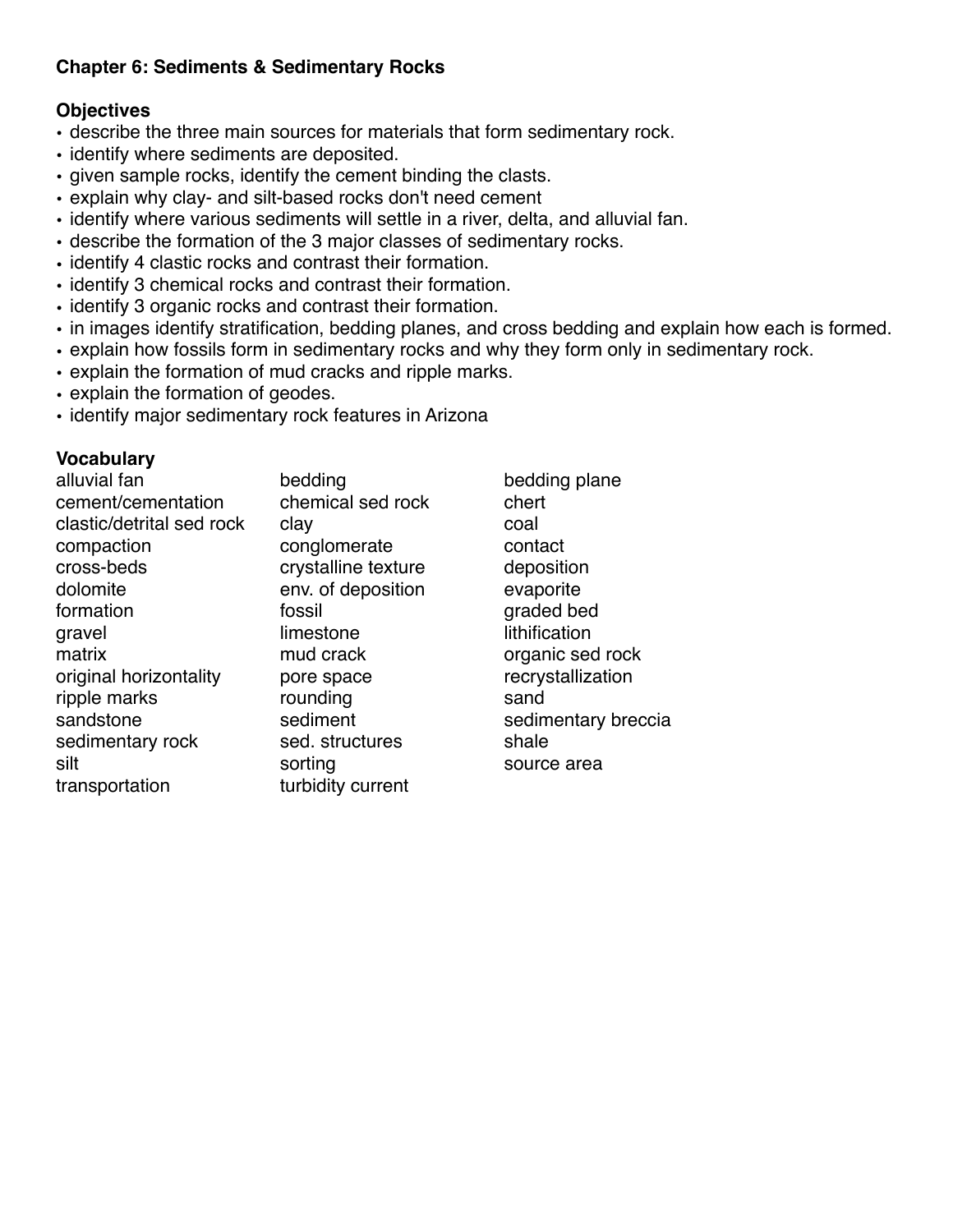**Chapter 6: Sediments & Sedimentary Rocks**

**Objectives**

- describe the three main sources for materials that form sedimentary rock.
- identify where sediments are deposited.
- given sample rocks, identify the cement binding the clasts.
- explain why clay- and silt-based rocks don't need cement
- identify where various sediments will settle in a river, delta, and alluvial fan.
- describe the formation of the 3 major classes of sedimentary rocks.
- identify 4 clastic rocks and contrast their formation.
- identify 3 chemical rocks and contrast their formation.
- identify 3 organic rocks and contrast their formation.
- in images identify stratification, bedding planes, and cross bedding and explain how each is formed.
- explain how fossils form in sedimentary rocks and why they form only in sedimentary rock.
- explain the formation of mud cracks and ripple marks.
- explain the formation of geodes.
- identify major sedimentary rock features in Arizona

**Vocabulary**

| | | |
|---|---|---|
| alluvial fan | bedding | bedding plane |
| cement/cementation | chemical sed rock | chert |
| clastic/detrital sed rock | clay | coal |
| compaction | conglomerate | contact |
| cross-beds | crystalline texture | deposition |
| dolomite | env. of deposition | evaporite |
| formation | fossil | graded bed |
| gravel | limestone | lithification |
| matrix | mud crack | organic sed rock |
| original horizontality | pore space | recrystallization |
| ripple marks | rounding | sand |
| sandstone | sediment | sedimentary breccia |
| sedimentary rock | sed. structures | shale |
| silt | sorting | source area |
| transportation | turbidity current | |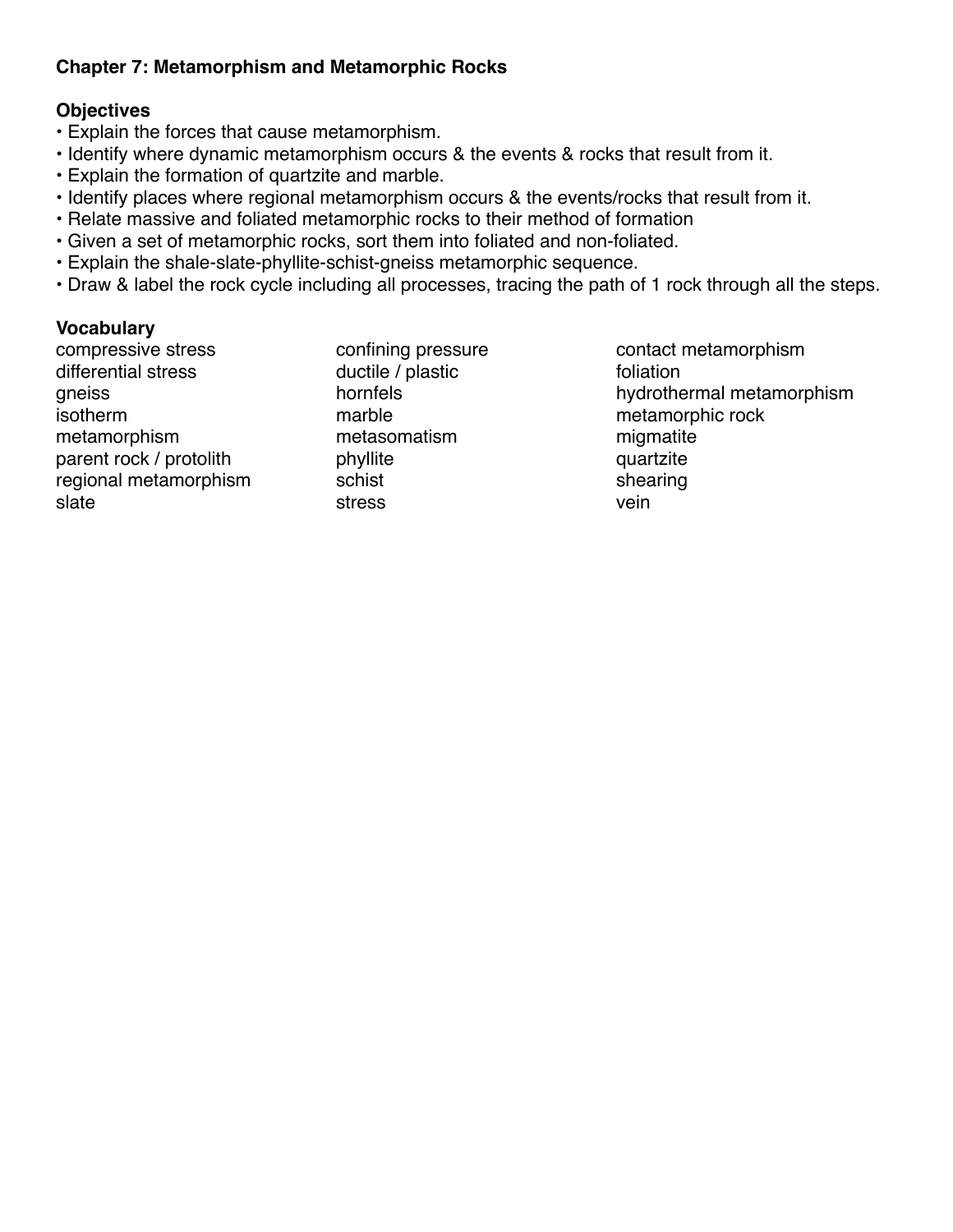**Chapter 7: Metamorphism and Metamorphic Rocks**

**Objectives**

- Explain the forces that cause metamorphism.
- Identify where dynamic metamorphism occurs & the events & rocks that result from it.
- Explain the formation of quartzite and marble.
- Identify places where regional metamorphism occurs & the events/rocks that result from it.
- Relate massive and foliated metamorphic rocks to their method of formation
- Given a set of metamorphic rocks, sort them into foliated and non-foliated.
- Explain the shale-slate-phyllite-schist-gneiss metamorphic sequence.
- Draw & label the rock cycle including all processes, tracing the path of 1 rock through all the steps.

**Vocabulary**

compressive stress
differential stress
gneiss
isotherm
metamorphism
parent rock / protolith
regional metamorphism
slate
confining pressure
ductile / plastic
hornfels
marble
metasomatism
phyllite
schist
stress
contact metamorphism
foliation
hydrothermal metamorphism
metamorphic rock
migmatite
quartzite
shearing
vein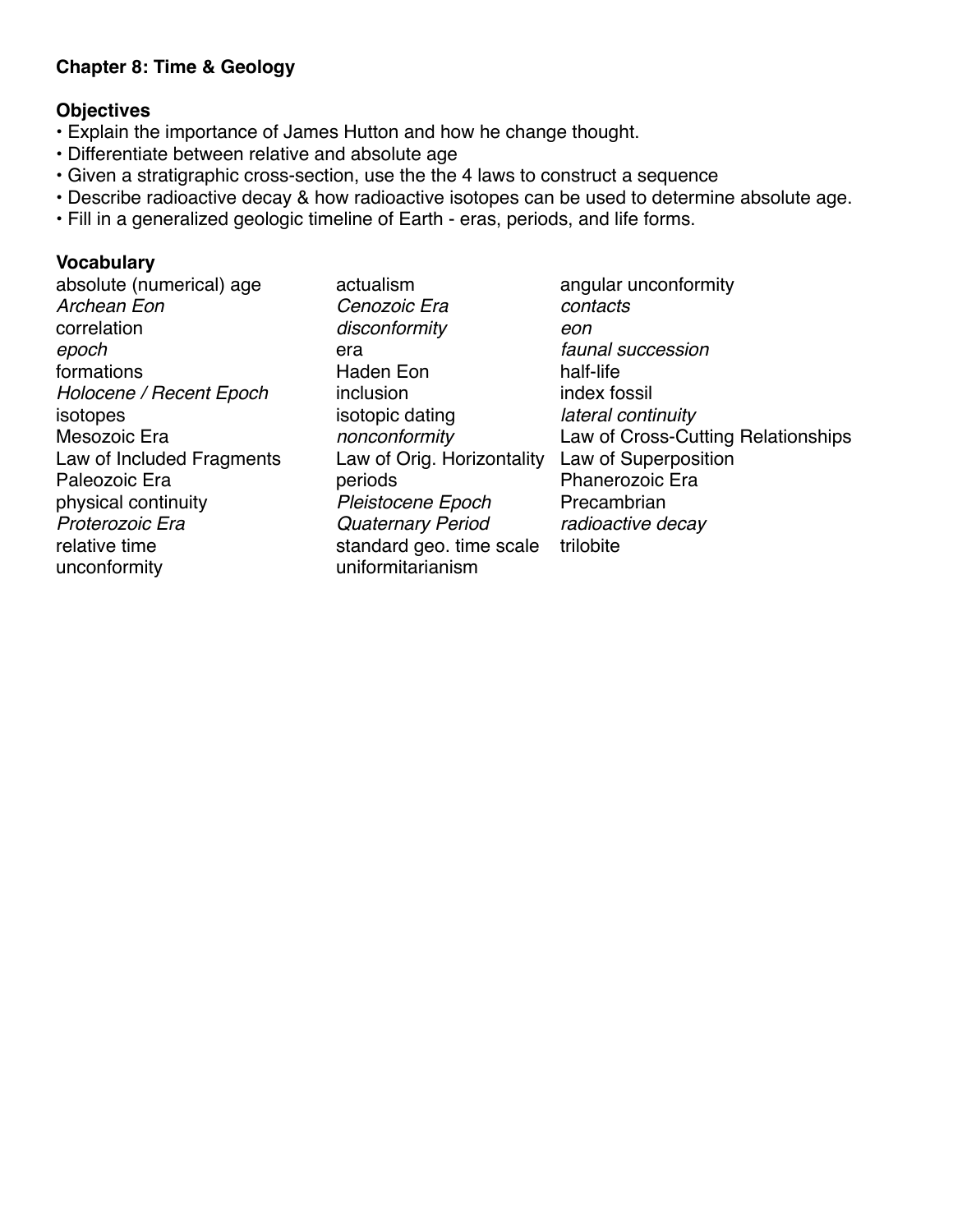**Chapter 8: Time & Geology**

**Objectives**

- Explain the importance of James Hutton and how he change thought.
- Differentiate between relative and absolute age
- Given a stratigraphic cross-section, use the the 4 laws to construct a sequence
- Describe radioactive decay & how radioactive isotopes can be used to determine absolute age.
- Fill in a generalized geologic timeline of Earth - eras, periods, and life forms.

**Vocabulary**

| | | |
|---|---|---|
| absolute (numerical) age | actualism | angular unconformity |
| *Archean Eon* | *Cenozoic Era* | *contacts* |
| correlation | *disconformity* | *eon* |
| *epoch* | era | *faunal succession* |
| formations | Haden Eon | half-life |
| *Holocene / Recent Epoch* | inclusion | index fossil |
| isotopes | isotopic dating | *lateral continuity* |
| Mesozoic Era | *nonconformity* | Law of Cross-Cutting Relationships |
| Law of Included Fragments | Law of Orig. Horizontality | Law of Superposition |
| Paleozoic Era | periods | Phanerozoic Era |
| physical continuity | *Pleistocene Epoch* | Precambrian |
| *Proterozoic Era* | *Quaternary Period* | *radioactive decay* |
| relative time | standard geo. time scale | trilobite |
| unconformity | uniformitarianism | |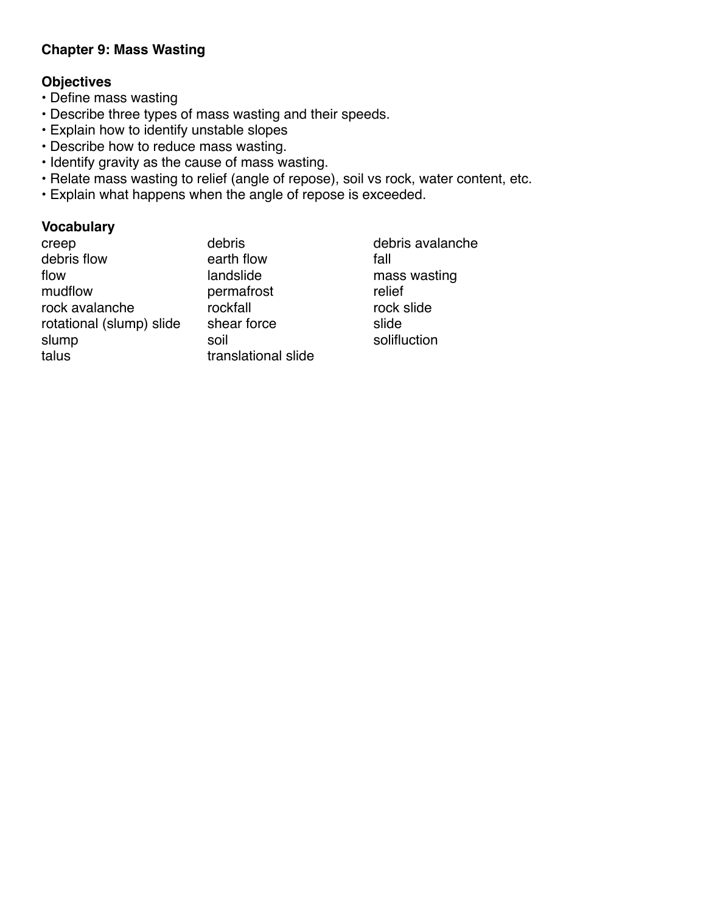**Chapter 9: Mass Wasting**

**Objectives**

- Define mass wasting
- Describe three types of mass wasting and their speeds.
- Explain how to identify unstable slopes
- Describe how to reduce mass wasting.
- Identify gravity as the cause of mass wasting.
- Relate mass wasting to relief (angle of repose), soil vs rock, water content, etc.
- Explain what happens when the angle of repose is exceeded.

**Vocabulary**

| | | |
|---|---|---|
| creep | debris | debris avalanche |
| debris flow | earth flow | fall |
| flow | landslide | mass wasting |
| mudflow | permafrost | relief |
| rock avalanche | rockfall | rock slide |
| rotational (slump) slide | shear force | slide |
| slump | soil | solifluction |
| talus | translational slide | |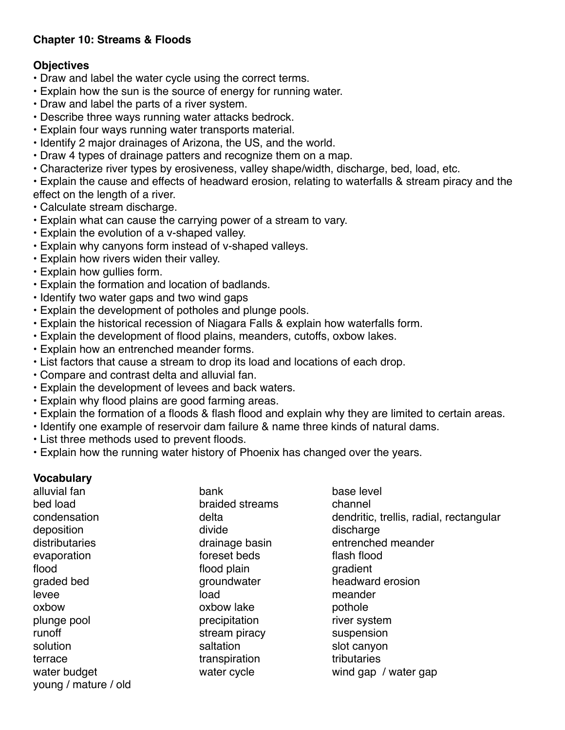**Chapter 10: Streams & Floods**

**Objectives**

- Draw and label the water cycle using the correct terms.
- Explain how the sun is the source of energy for running water.
- Draw and label the parts of a river system.
- Describe three ways running water attacks bedrock.
- Explain four ways running water transports material.
- Identify 2 major drainages of Arizona, the US, and the world.
- Draw 4 types of drainage patters and recognize them on a map.
- Characterize river types by erosiveness, valley shape/width, discharge, bed, load, etc.
- Explain the cause and effects of headward erosion, relating to waterfalls & stream piracy and the effect on the length of a river.
- Calculate stream discharge.
- Explain what can cause the carrying power of a stream to vary.
- Explain the evolution of a v-shaped valley.
- Explain why canyons form instead of v-shaped valleys.
- Explain how rivers widen their valley.
- Explain how gullies form.
- Explain the formation and location of badlands.
- Identify two water gaps and two wind gaps
- Explain the development of potholes and plunge pools.
- Explain the historical recession of Niagara Falls & explain how waterfalls form.
- Explain the development of flood plains, meanders, cutoffs, oxbow lakes.
- Explain how an entrenched meander forms.
- List factors that cause a stream to drop its load and locations of each drop.
- Compare and contrast delta and alluvial fan.
- Explain the development of levees and back waters.
- Explain why flood plains are good farming areas.
- Explain the formation of a floods & flash flood and explain why they are limited to certain areas.
- Identify one example of reservoir dam failure & name three kinds of natural dams.
- List three methods used to prevent floods.
- Explain how the running water history of Phoenix has changed over the years.

**Vocabulary**

| | | |
|---|---|---|
| alluvial fan | bank | base level |
| bed load | braided streams | channel |
| condensation | delta | dendritic, trellis, radial, rectangular |
| deposition | divide | discharge |
| distributaries | drainage basin | entrenched meander |
| evaporation | foreset beds | flash flood |
| flood | flood plain | gradient |
| graded bed | groundwater | headward erosion |
| levee | load | meander |
| oxbow | oxbow lake | pothole |
| plunge pool | precipitation | river system |
| runoff | stream piracy | suspension |
| solution | saltation | slot canyon |
| terrace | transpiration | tributaries |
| water budget | water cycle | wind gap / water gap |
| young / mature / old | | |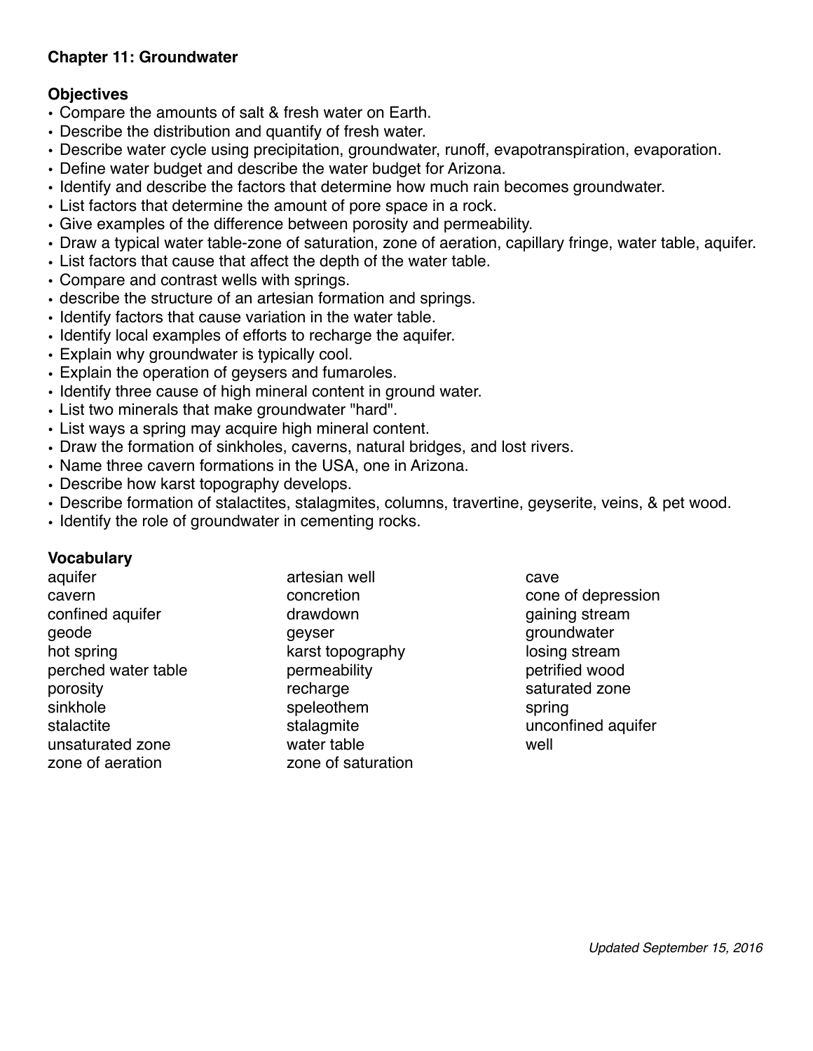**Chapter 11: Groundwater**

**Objectives**

- Compare the amounts of salt & fresh water on Earth.
- Describe the distribution and quantify of fresh water.
- Describe water cycle using precipitation, groundwater, runoff, evapotranspiration, evaporation.
- Define water budget and describe the water budget for Arizona.
- Identify and describe the factors that determine how much rain becomes groundwater.
- List factors that determine the amount of pore space in a rock.
- Give examples of the difference between porosity and permeability.
- Draw a typical water table-zone of saturation, zone of aeration, capillary fringe, water table, aquifer.
- List factors that cause that affect the depth of the water table.
- Compare and contrast wells with springs.
- describe the structure of an artesian formation and springs.
- Identify factors that cause variation in the water table.
- Identify local examples of efforts to recharge the aquifer.
- Explain why groundwater is typically cool.
- Explain the operation of geysers and fumaroles.
- Identify three cause of high mineral content in ground water.
- List two minerals that make groundwater "hard".
- List ways a spring may acquire high mineral content.
- Draw the formation of sinkholes, caverns, natural bridges, and lost rivers.
- Name three cavern formations in the USA, one in Arizona.
- Describe how karst topography develops.
- Describe formation of stalactites, stalagmites, columns, travertine, geyserite, veins, & pet wood.
- Identify the role of groundwater in cementing rocks.

**Vocabulary**

| | | |
|---|---|---|
| aquifer | artesian well | cave |
| cavern | concretion | cone of depression |
| confined aquifer | drawdown | gaining stream |
| geode | geyser | groundwater |
| hot spring | karst topography | losing stream |
| perched water table | permeability | petrified wood |
| porosity | recharge | saturated zone |
| sinkhole | speleothem | spring |
| stalactite | stalagmite | unconfined aquifer |
| unsaturated zone | water table | well |
| zone of aeration | zone of saturation | |

*Updated September 15, 2016*